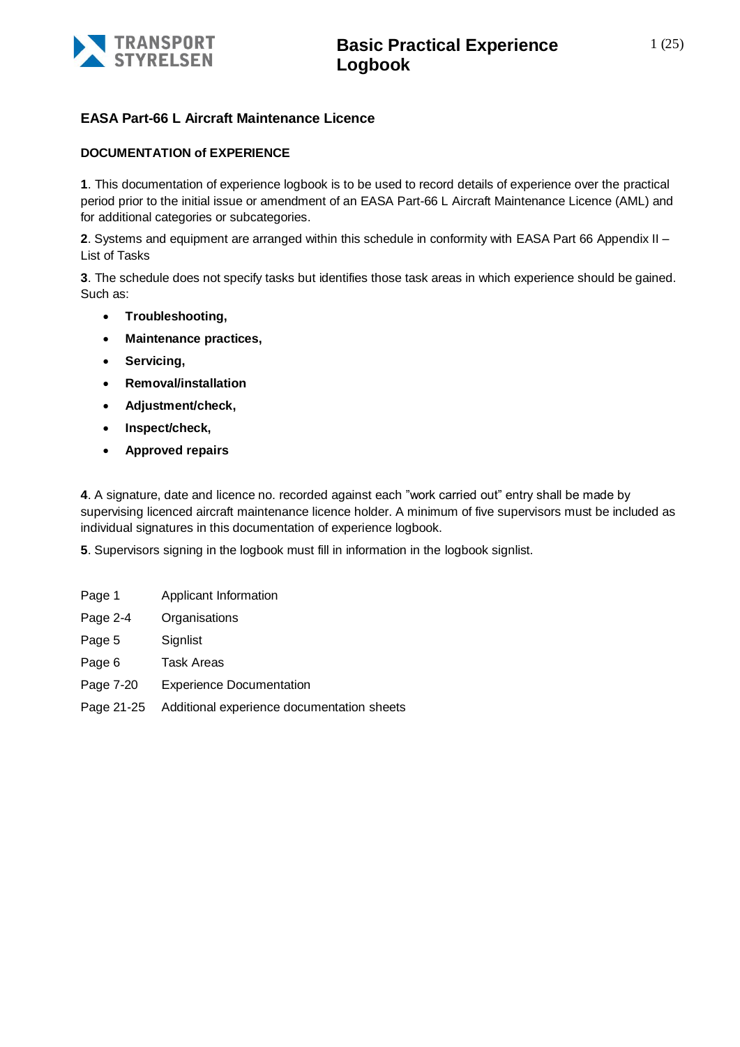# Basic Practical Experience Logbook

## EASA Part-66 L Aircraft Maintenance Licence

### DOCUMENTATION of EXPERIENCE

**1**. This documentation of experience logbook is to be used to record details of experience over the practical period prior to the initial issue or amendment of an EASA Part-66 L Aircraft Maintenance Licence (AML) and for additional categories or subcategories.

**2**. Systems and equipment are arranged within this schedule in conformity with EASA Part 66 Appendix II – List of Tasks

**3**. The schedule does not specify tasks but identifies those task areas in which experience should be gained. Such as:

- **Troubleshooting,**
- **Maintenance practices,**
- **Servicing,**
- **Removal/installation**
- **Adjustment/check,**
- **Inspect/check,**
- **Approved repairs**

**4**. A signature, date and licence no. recorded against each "work carried out" entry shall be made by supervising licenced aircraft maintenance licence holder. A minimum of five supervisors must be included as individual signatures in this documentation of experience logbook.

**5**. Supervisors signing in the logbook must fill in information in the logbook signlist.

| | |
|---|---|
| Page 1 | Applicant Information |
| Page 2-4 | Organisations |
| Page 5 | Signlist |
| Page 6 | Task Areas |
| Page 7-20 | Experience Documentation |
| Page 21-25 | Additional experience documentation sheets |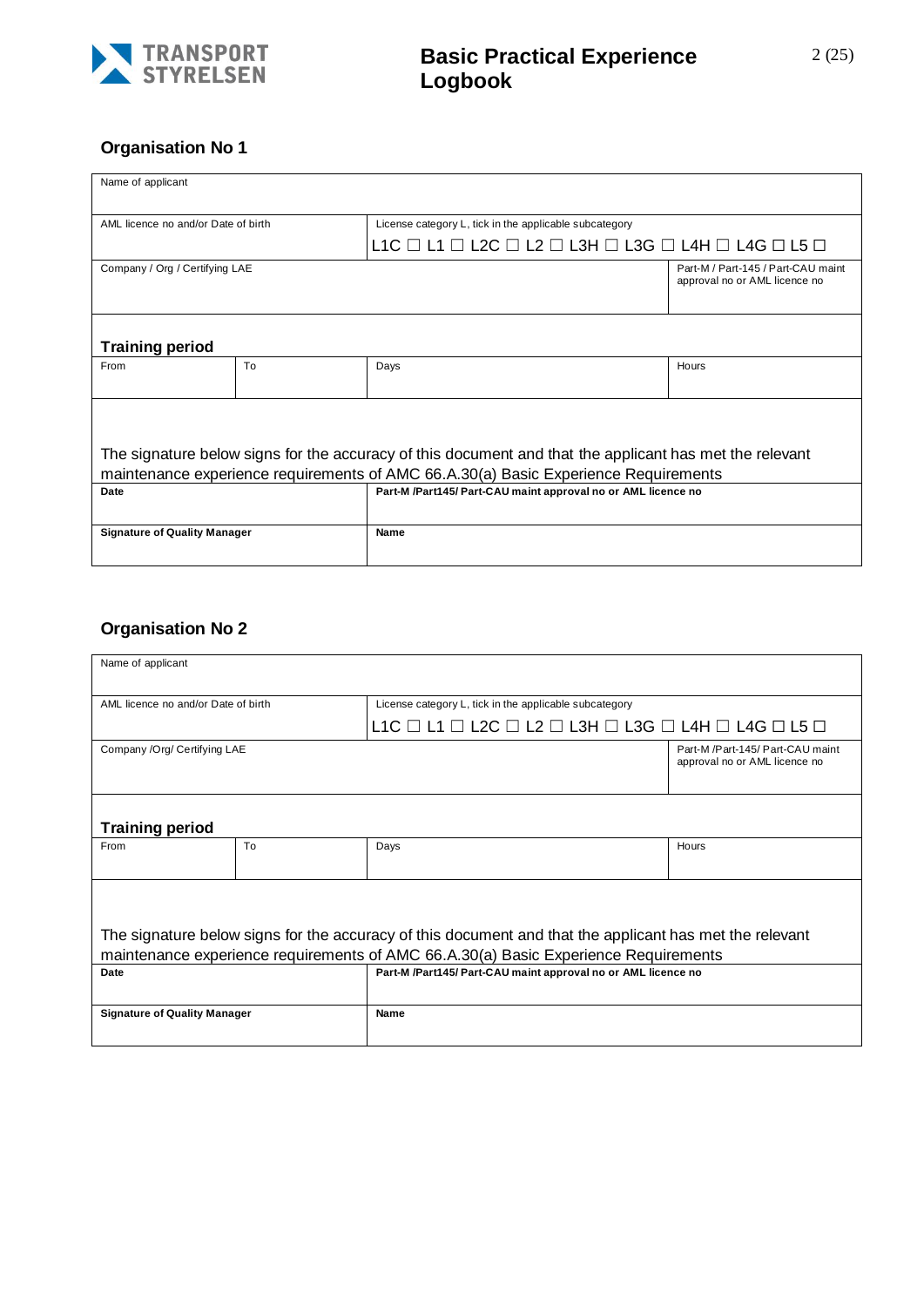## Organisation No 1

| Name of applicant | | | |
|---|---|---|---|
| AML licence no and/or Date of birth | | License category L, tick in the applicable subcategory<br>L1C ☐ L1 ☐ L2C ☐ L2 ☐ L3H ☐ L3G ☐ L4H ☐ L4G ☐ L5 ☐ | |
| Company / Org / Certifying LAE | | | Part-M / Part-145 / Part-CAU maint approval no or AML licence no |

**Training period**

| From | To | Days | Hours |
|---|---|---|---|
| | | | |

The signature below signs for the accuracy of this document and that the applicant has met the relevant maintenance experience requirements of AMC 66.A.30(a) Basic Experience Requirements

| **Date** | **Part-M /Part145/ Part-CAU maint approval no or AML licence no** |
|---|---|
| **Signature of Quality Manager** | **Name** |

## Organisation No 2

| Name of applicant | | | |
|---|---|---|---|
| AML licence no and/or Date of birth | | License category L, tick in the applicable subcategory<br>L1C ☐ L1 ☐ L2C ☐ L2 ☐ L3H ☐ L3G ☐ L4H ☐ L4G ☐ L5 ☐ | |
| Company /Org/ Certifying LAE | | | Part-M /Part-145/ Part-CAU maint approval no or AML licence no |

**Training period**

| From | To | Days | Hours |
|---|---|---|---|
| | | | |

The signature below signs for the accuracy of this document and that the applicant has met the relevant maintenance experience requirements of AMC 66.A.30(a) Basic Experience Requirements

| **Date** | **Part-M /Part145/ Part-CAU maint approval no or AML licence no** |
|---|---|
| **Signature of Quality Manager** | **Name** |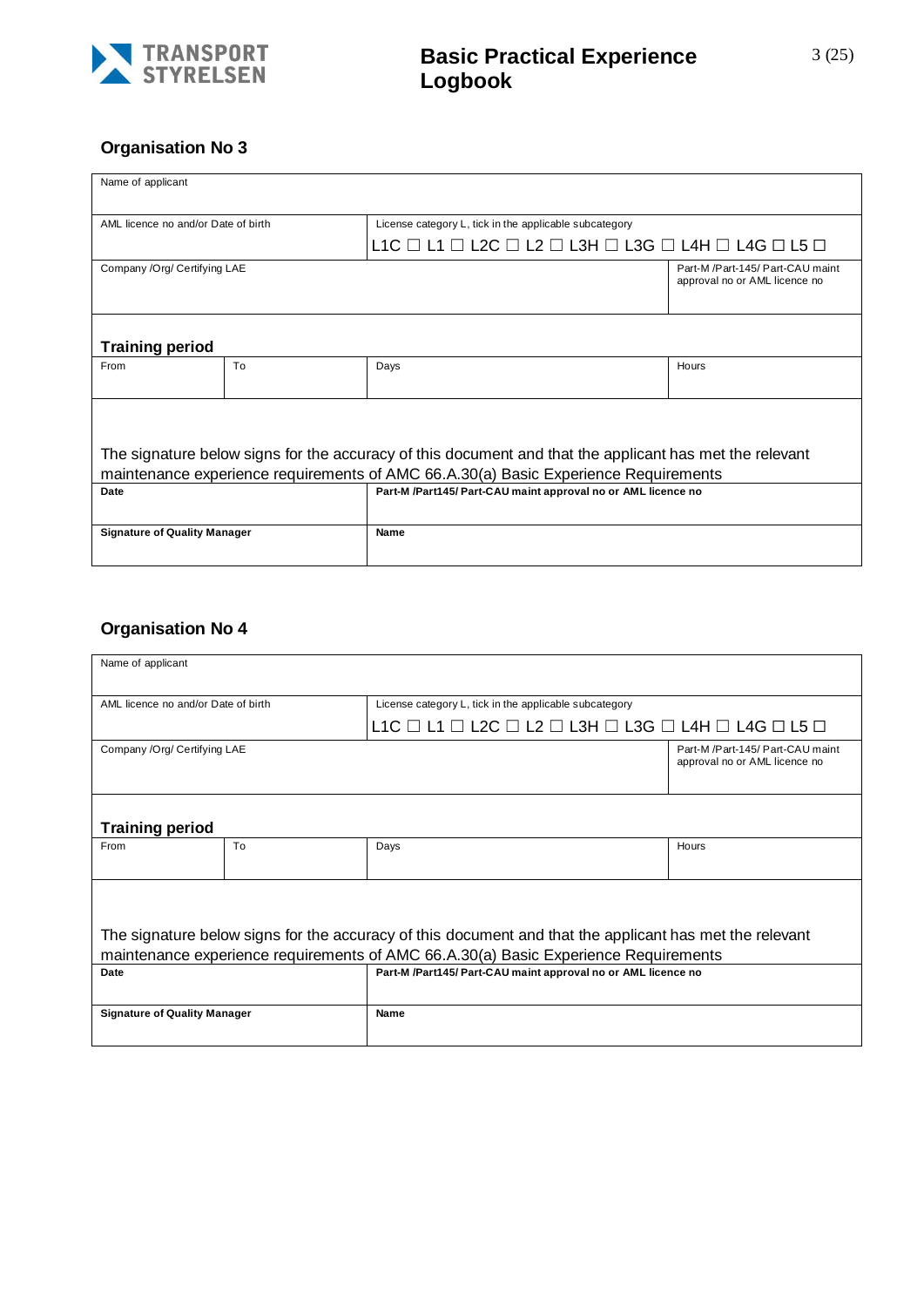## Organisation No 3

| Name of applicant | | | |
|---|---|---|---|
| AML licence no and/or Date of birth | | License category L, tick in the applicable subcategory<br>L1C ☐ L1 ☐ L2C ☐ L2 ☐ L3H ☐ L3G ☐ L4H ☐ L4G ☐ L5 ☐ | |
| Company /Org/ Certifying LAE | | | Part-M /Part-145/ Part-CAU maint approval no or AML licence no |

**Training period**

| From | To | Days | Hours |
|---|---|---|---|
| | | | |

The signature below signs for the accuracy of this document and that the applicant has met the relevant maintenance experience requirements of AMC 66.A.30(a) Basic Experience Requirements

| **Date** | **Part-M /Part145/ Part-CAU maint approval no or AML licence no** |
|---|---|
| **Signature of Quality Manager** | **Name** |

## Organisation No 4

| Name of applicant | | | |
|---|---|---|---|
| AML licence no and/or Date of birth | | License category L, tick in the applicable subcategory<br>L1C ☐ L1 ☐ L2C ☐ L2 ☐ L3H ☐ L3G ☐ L4H ☐ L4G ☐ L5 ☐ | |
| Company /Org/ Certifying LAE | | | Part-M /Part-145/ Part-CAU maint approval no or AML licence no |

**Training period**

| From | To | Days | Hours |
|---|---|---|---|
| | | | |

The signature below signs for the accuracy of this document and that the applicant has met the relevant maintenance experience requirements of AMC 66.A.30(a) Basic Experience Requirements

| **Date** | **Part-M /Part145/ Part-CAU maint approval no or AML licence no** |
|---|---|
| **Signature of Quality Manager** | **Name** |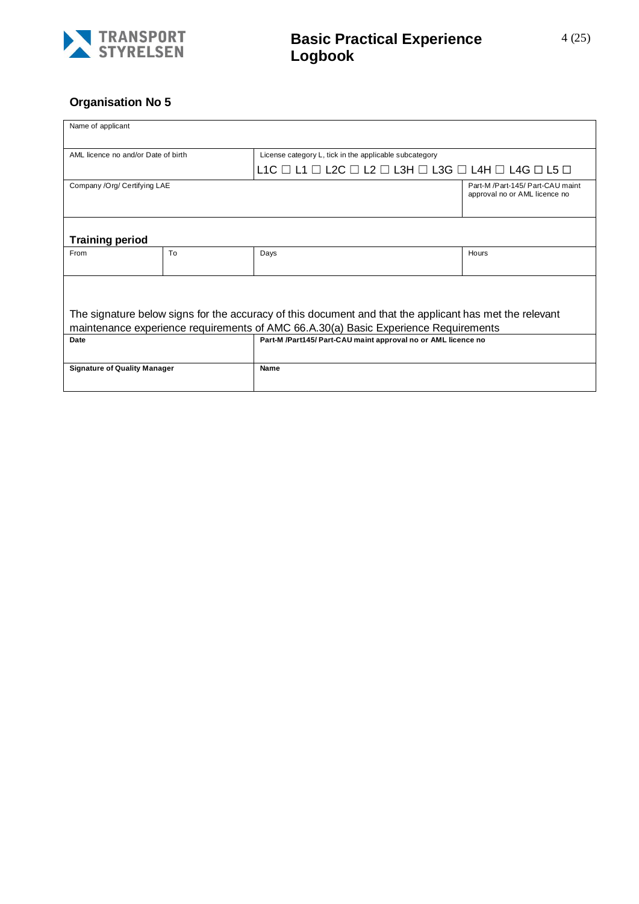## Organisation No 5

| Name of applicant | | | |
|---|---|---|---|
| AML licence no and/or Date of birth | | License category L, tick in the applicable subcategory<br>L1C ☐ L1 ☐ L2C ☐ L2 ☐ L3H ☐ L3G ☐ L4H ☐ L4G ☐ L5 ☐ | |
| Company /Org/ Certifying LAE | | | Part-M /Part-145/ Part-CAU maint approval no or AML licence no |

**Training period**

| From | To | Days | Hours |
|---|---|---|---|
| | | | |

The signature below signs for the accuracy of this document and that the applicant has met the relevant maintenance experience requirements of AMC 66.A.30(a) Basic Experience Requirements

| **Date** | **Part-M /Part145/ Part-CAU maint approval no or AML licence no** |
|---|---|
| **Signature of Quality Manager** | **Name** |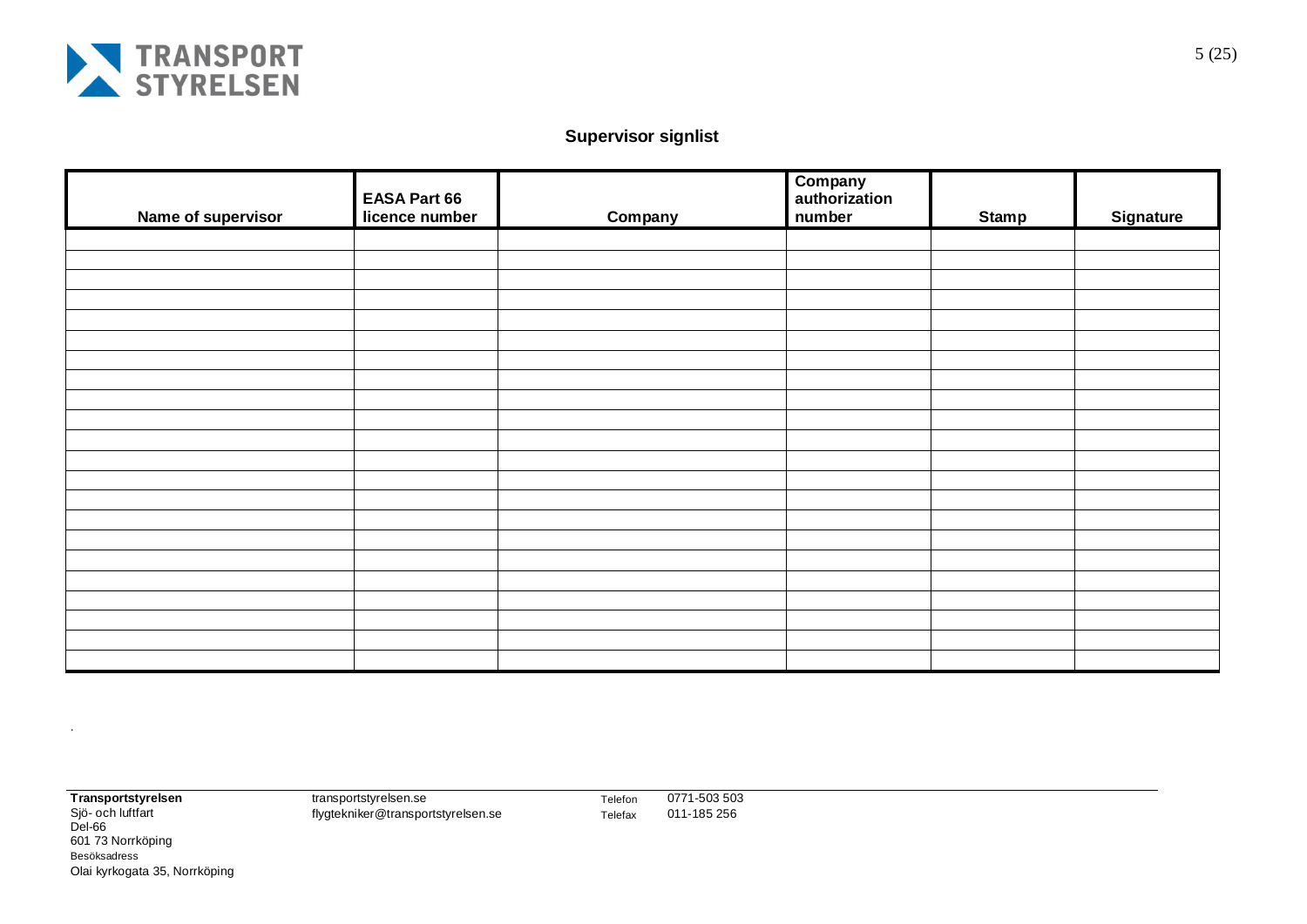## Supervisor signlist

| Name of supervisor | EASA Part 66 licence number | Company | Company authorization number | Stamp | Signature |
|---|---|---|---|---|---|
| | | | | | |
| | | | | | |
| | | | | | |
| | | | | | |
| | | | | | |
| | | | | | |
| | | | | | |
| | | | | | |
| | | | | | |
| | | | | | |
| | | | | | |
| | | | | | |
| | | | | | |
| | | | | | |
| | | | | | |
| | | | | | |
| | | | | | |
| | | | | | |
| | | | | | |
| | | | | | |
| | | | | | |
| | | | | | |

.

**Transportstyrelsen**
Sjö- och luftfart
Del-66
601 73 Norrköping
Besöksadress
Olai kyrkogata 35, Norrköping

transportstyrelsen.se
flygtekniker@transportstyrelsen.se

Telefon 0771-503 503
Telefax 011-185 256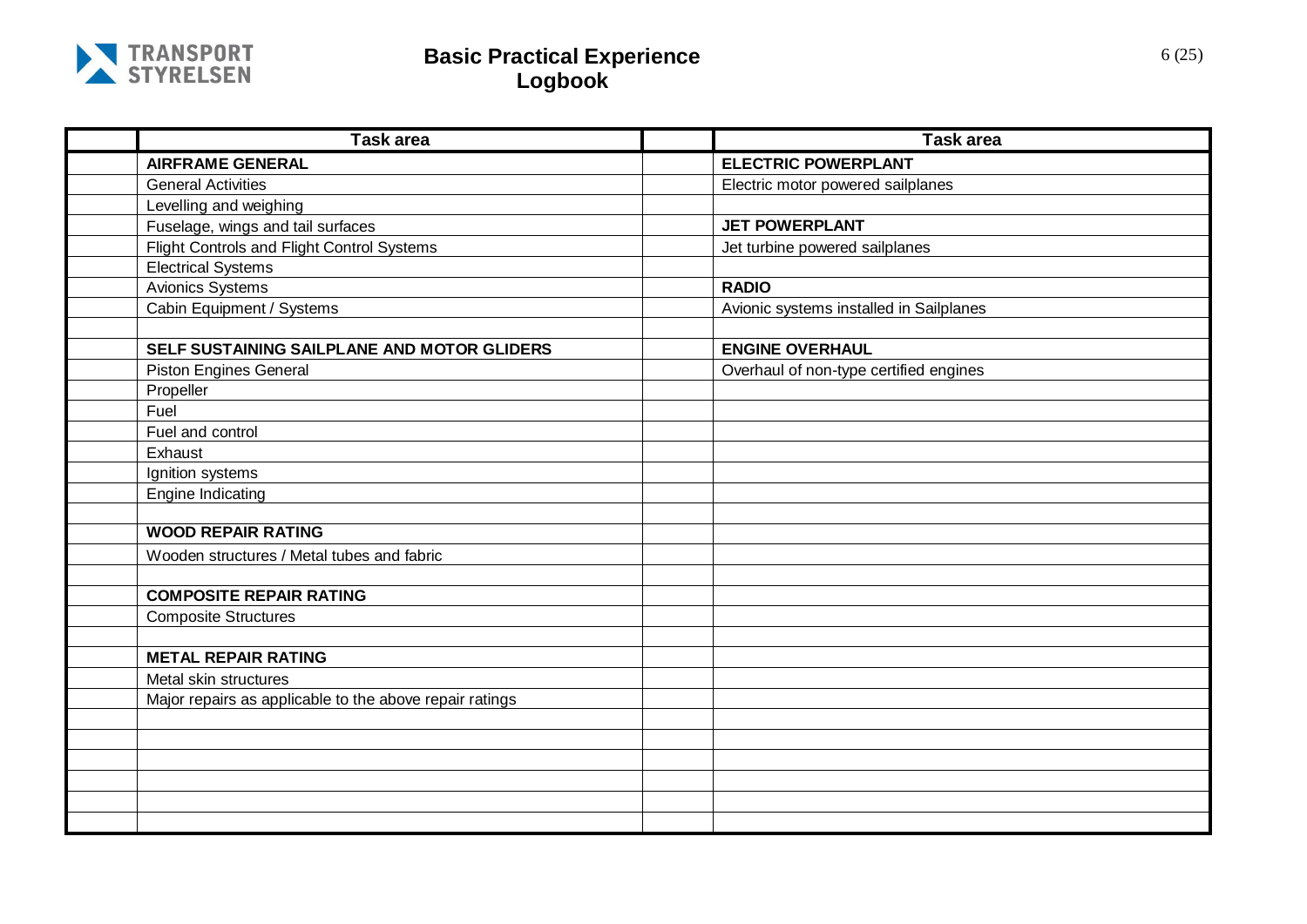# Basic Practical Experience Logbook

| | Task area | | Task area |
|---|---|---|---|
| | **AIRFRAME GENERAL** | | **ELECTRIC POWERPLANT** |
| | General Activities | | Electric motor powered sailplanes |
| | Levelling and weighing | | |
| | Fuselage, wings and tail surfaces | | **JET POWERPLANT** |
| | Flight Controls and Flight Control Systems | | Jet turbine powered sailplanes |
| | Electrical Systems | | |
| | Avionics Systems | | **RADIO** |
| | Cabin Equipment / Systems | | Avionic systems installed in Sailplanes |
| | | | |
| | **SELF SUSTAINING SAILPLANE AND MOTOR GLIDERS** | | **ENGINE OVERHAUL** |
| | Piston Engines General | | Overhaul of non-type certified engines |
| | Propeller | | |
| | Fuel | | |
| | Fuel and control | | |
| | Exhaust | | |
| | Ignition systems | | |
| | Engine Indicating | | |
| | | | |
| | **WOOD REPAIR RATING** | | |
| | Wooden structures / Metal tubes and fabric | | |
| | | | |
| | **COMPOSITE REPAIR RATING** | | |
| | Composite Structures | | |
| | | | |
| | **METAL REPAIR RATING** | | |
| | Metal skin structures | | |
| | Major repairs as applicable to the above repair ratings | | |
| | | | |
| | | | |
| | | | |
| | | | |
| | | | |
| | | | |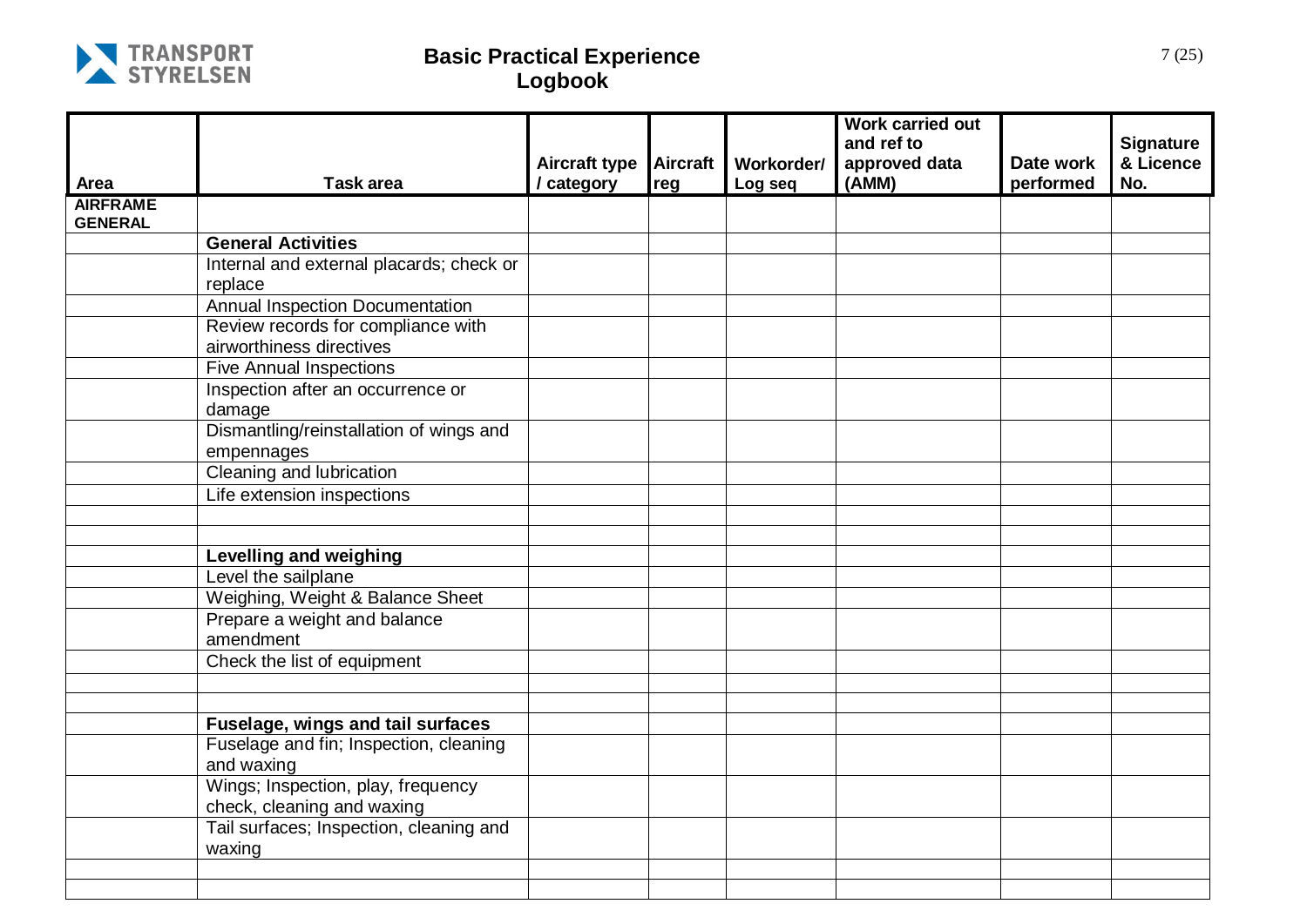| Area | Task area | Aircraft type / category | Aircraft reg | Workorder/ Log seq | Work carried out and ref to approved data (AMM) | Date work performed | Signature & Licence No. |
|---|---|---|---|---|---|---|---|
| **AIRFRAME GENERAL** | | | | | | | |
| | **General Activities** | | | | | | |
| | Internal and external placards; check or replace | | | | | | |
| | Annual Inspection Documentation | | | | | | |
| | Review records for compliance with airworthiness directives | | | | | | |
| | Five Annual Inspections | | | | | | |
| | Inspection after an occurrence or damage | | | | | | |
| | Dismantling/reinstallation of wings and empennages | | | | | | |
| | Cleaning and lubrication | | | | | | |
| | Life extension inspections | | | | | | |
| | | | | | | | |
| | | | | | | | |
| | **Levelling and weighing** | | | | | | |
| | Level the sailplane | | | | | | |
| | Weighing, Weight & Balance Sheet | | | | | | |
| | Prepare a weight and balance amendment | | | | | | |
| | Check the list of equipment | | | | | | |
| | | | | | | | |
| | | | | | | | |
| | **Fuselage, wings and tail surfaces** | | | | | | |
| | Fuselage and fin; Inspection, cleaning and waxing | | | | | | |
| | Wings; Inspection, play, frequency check, cleaning and waxing | | | | | | |
| | Tail surfaces; Inspection, cleaning and waxing | | | | | | |
| | | | | | | | |
| | | | | | | | |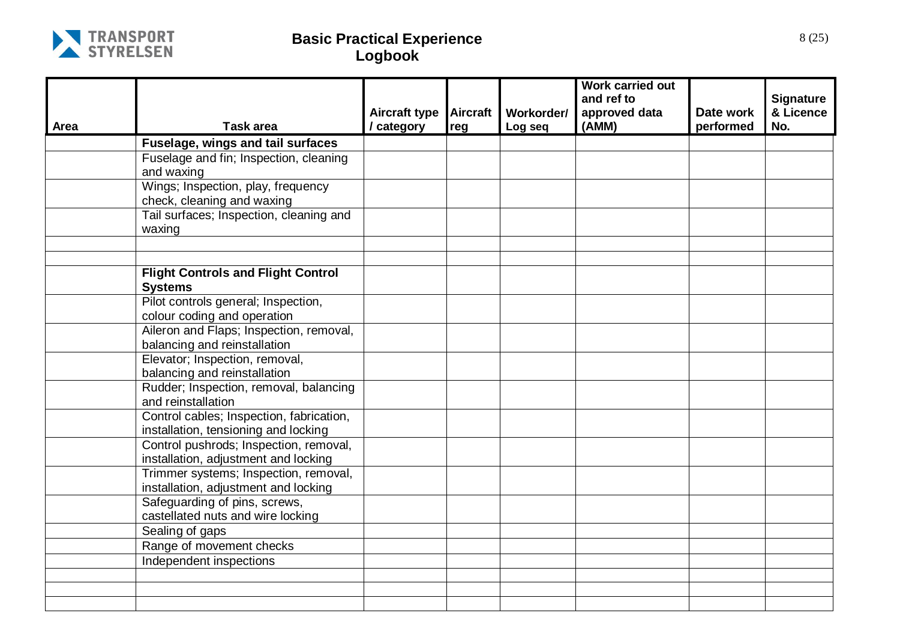# Basic Practical Experience Logbook

| Area | Task area | Aircraft type / category | Aircraft reg | Workorder/ Log seq | Work carried out and ref to approved data (AMM) | Date work performed | Signature & Licence No. |
|---|---|---|---|---|---|---|---|
| | **Fuselage, wings and tail surfaces** | | | | | | |
| | Fuselage and fin; Inspection, cleaning and waxing | | | | | | |
| | Wings; Inspection, play, frequency check, cleaning and waxing | | | | | | |
| | Tail surfaces; Inspection, cleaning and waxing | | | | | | |
| | | | | | | | |
| | | | | | | | |
| | **Flight Controls and Flight Control Systems** | | | | | | |
| | Pilot controls general; Inspection, colour coding and operation | | | | | | |
| | Aileron and Flaps; Inspection, removal, balancing and reinstallation | | | | | | |
| | Elevator; Inspection, removal, balancing and reinstallation | | | | | | |
| | Rudder; Inspection, removal, balancing and reinstallation | | | | | | |
| | Control cables; Inspection, fabrication, installation, tensioning and locking | | | | | | |
| | Control pushrods; Inspection, removal, installation, adjustment and locking | | | | | | |
| | Trimmer systems; Inspection, removal, installation, adjustment and locking | | | | | | |
| | Safeguarding of pins, screws, castellated nuts and wire locking | | | | | | |
| | Sealing of gaps | | | | | | |
| | Range of movement checks | | | | | | |
| | Independent inspections | | | | | | |
| | | | | | | | |
| | | | | | | | |
| | | | | | | | |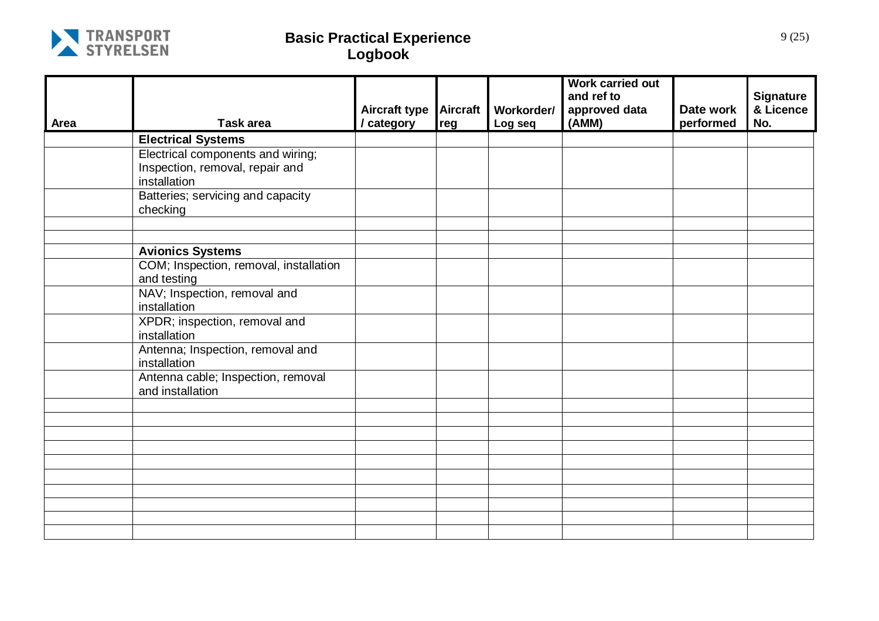# Basic Practical Experience Logbook

| Area | Task area | Aircraft type / category | Aircraft reg | Workorder/ Log seq | Work carried out and ref to approved data (AMM) | Date work performed | Signature & Licence No. |
|---|---|---|---|---|---|---|---|
| | **Electrical Systems** | | | | | | |
| | Electrical components and wiring; Inspection, removal, repair and installation | | | | | | |
| | Batteries; servicing and capacity checking | | | | | | |
| | | | | | | | |
| | | | | | | | |
| | **Avionics Systems** | | | | | | |
| | COM; Inspection, removal, installation and testing | | | | | | |
| | NAV; Inspection, removal and installation | | | | | | |
| | XPDR; inspection, removal and installation | | | | | | |
| | Antenna; Inspection, removal and installation | | | | | | |
| | Antenna cable; Inspection, removal and installation | | | | | | |
| | | | | | | | |
| | | | | | | | |
| | | | | | | | |
| | | | | | | | |
| | | | | | | | |
| | | | | | | | |
| | | | | | | | |
| | | | | | | | |
| | | | | | | | |
| | | | | | | | |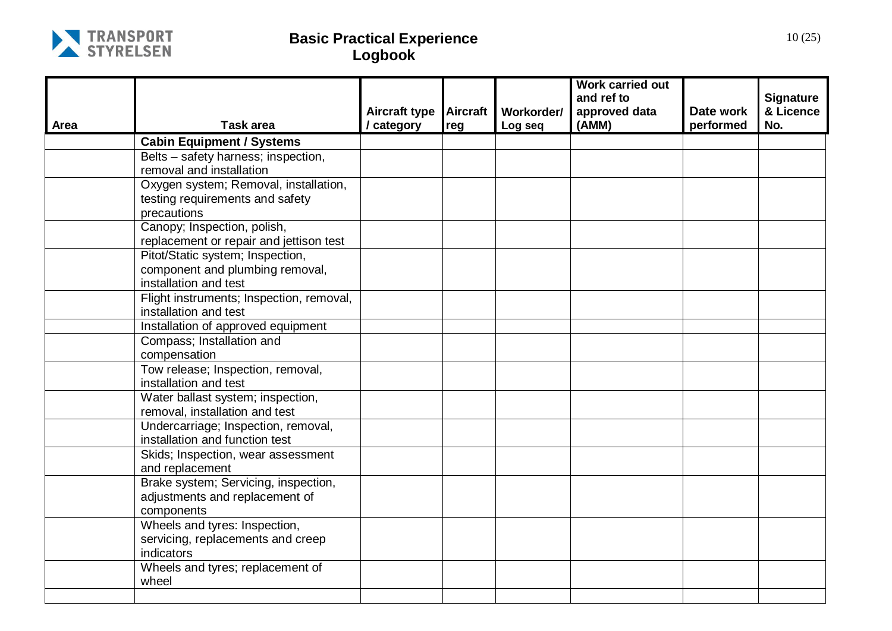# Basic Practical Experience Logbook

| Area | Task area | Aircraft type / category | Aircraft reg | Workorder/ Log seq | Work carried out and ref to approved data (AMM) | Date work performed | Signature & Licence No. |
|---|---|---|---|---|---|---|---|
| | **Cabin Equipment / Systems** | | | | | | |
| | Belts – safety harness; inspection, removal and installation | | | | | | |
| | Oxygen system; Removal, installation, testing requirements and safety precautions | | | | | | |
| | Canopy; Inspection, polish, replacement or repair and jettison test | | | | | | |
| | Pitot/Static system; Inspection, component and plumbing removal, installation and test | | | | | | |
| | Flight instruments; Inspection, removal, installation and test | | | | | | |
| | Installation of approved equipment | | | | | | |
| | Compass; Installation and compensation | | | | | | |
| | Tow release; Inspection, removal, installation and test | | | | | | |
| | Water ballast system; inspection, removal, installation and test | | | | | | |
| | Undercarriage; Inspection, removal, installation and function test | | | | | | |
| | Skids; Inspection, wear assessment and replacement | | | | | | |
| | Brake system; Servicing, inspection, adjustments and replacement of components | | | | | | |
| | Wheels and tyres: Inspection, servicing, replacements and creep indicators | | | | | | |
| | Wheels and tyres; replacement of wheel | | | | | | |
| | | | | | | | |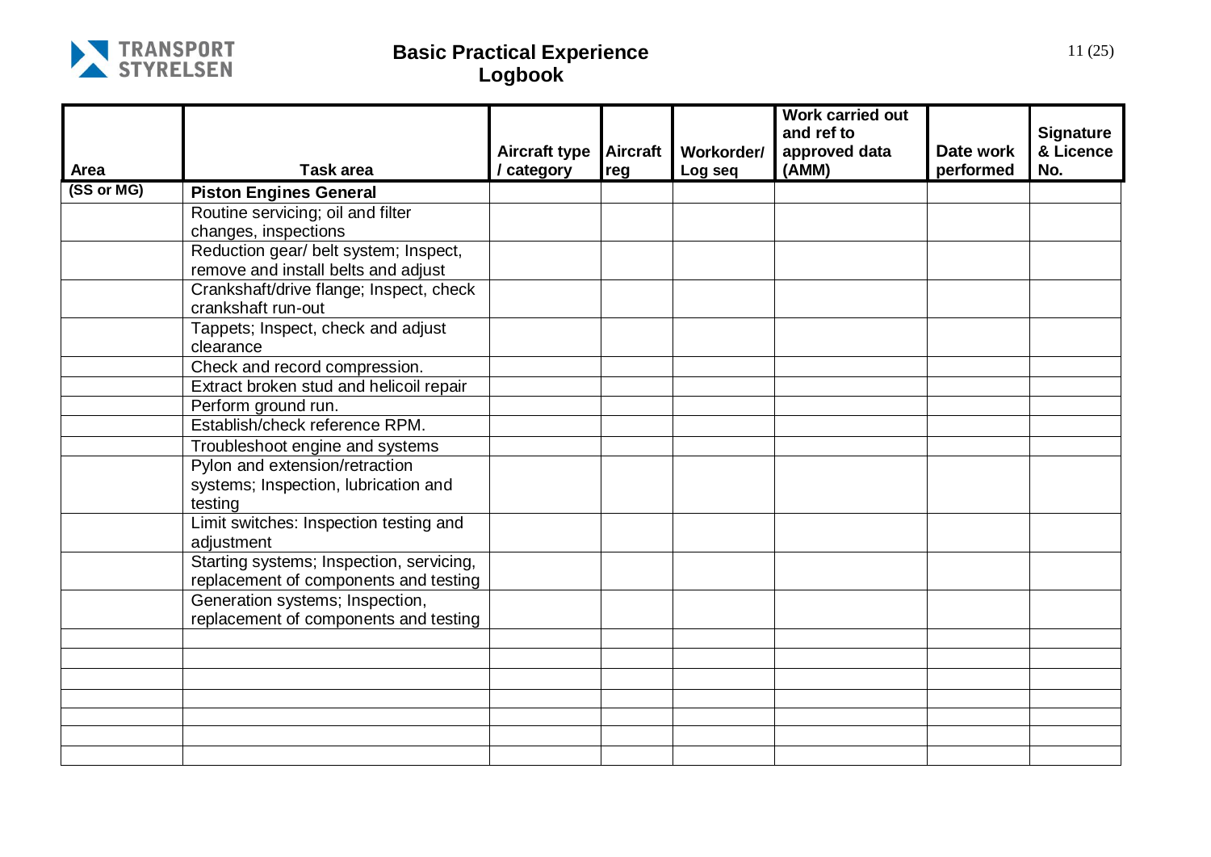# Basic Practical Experience Logbook

| Area | Task area | Aircraft type / category | Aircraft reg | Workorder/ Log seq | Work carried out and ref to approved data (AMM) | Date work performed | Signature & Licence No. |
|---|---|---|---|---|---|---|---|
| (SS or MG) | **Piston Engines General** | | | | | | |
| | Routine servicing; oil and filter changes, inspections | | | | | | |
| | Reduction gear/ belt system; Inspect, remove and install belts and adjust | | | | | | |
| | Crankshaft/drive flange; Inspect, check crankshaft run-out | | | | | | |
| | Tappets; Inspect, check and adjust clearance | | | | | | |
| | Check and record compression. | | | | | | |
| | Extract broken stud and helicoil repair | | | | | | |
| | Perform ground run. | | | | | | |
| | Establish/check reference RPM. | | | | | | |
| | Troubleshoot engine and systems | | | | | | |
| | Pylon and extension/retraction systems; Inspection, lubrication and testing | | | | | | |
| | Limit switches: Inspection testing and adjustment | | | | | | |
| | Starting systems; Inspection, servicing, replacement of components and testing | | | | | | |
| | Generation systems; Inspection, replacement of components and testing | | | | | | |
| | | | | | | | |
| | | | | | | | |
| | | | | | | | |
| | | | | | | | |
| | | | | | | | |
| | | | | | | | |
| | | | | | | | |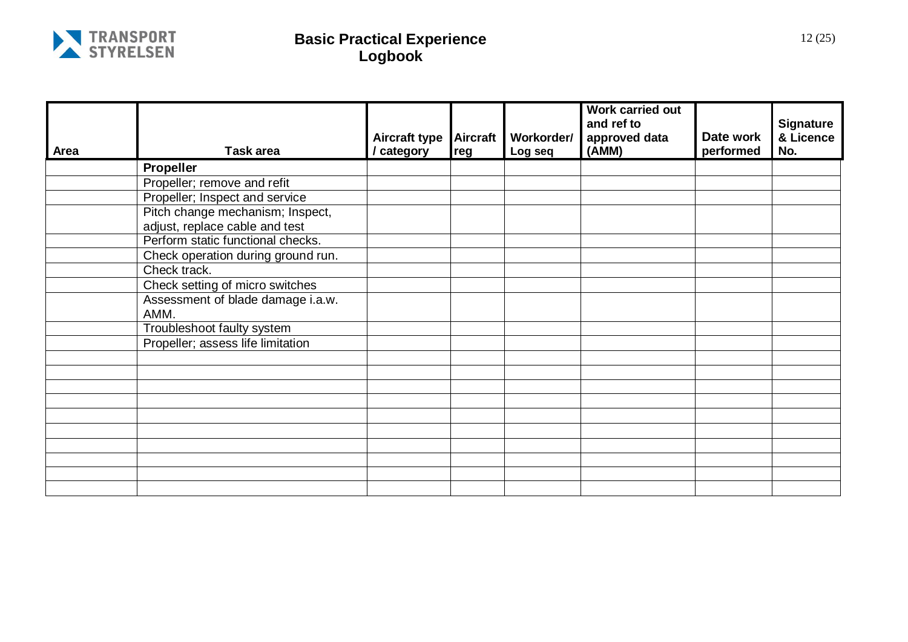# Basic Practical Experience Logbook

| Area | Task area | Aircraft type / category | Aircraft reg | Workorder/ Log seq | Work carried out and ref to approved data (AMM) | Date work performed | Signature & Licence No. |
|---|---|---|---|---|---|---|---|
| | **Propeller** | | | | | | |
| | Propeller; remove and refit | | | | | | |
| | Propeller; Inspect and service | | | | | | |
| | Pitch change mechanism; Inspect, adjust, replace cable and test | | | | | | |
| | Perform static functional checks. | | | | | | |
| | Check operation during ground run. | | | | | | |
| | Check track. | | | | | | |
| | Check setting of micro switches | | | | | | |
| | Assessment of blade damage i.a.w. AMM. | | | | | | |
| | Troubleshoot faulty system | | | | | | |
| | Propeller; assess life limitation | | | | | | |
| | | | | | | | |
| | | | | | | | |
| | | | | | | | |
| | | | | | | | |
| | | | | | | | |
| | | | | | | | |
| | | | | | | | |
| | | | | | | | |
| | | | | | | | |
| | | | | | | | |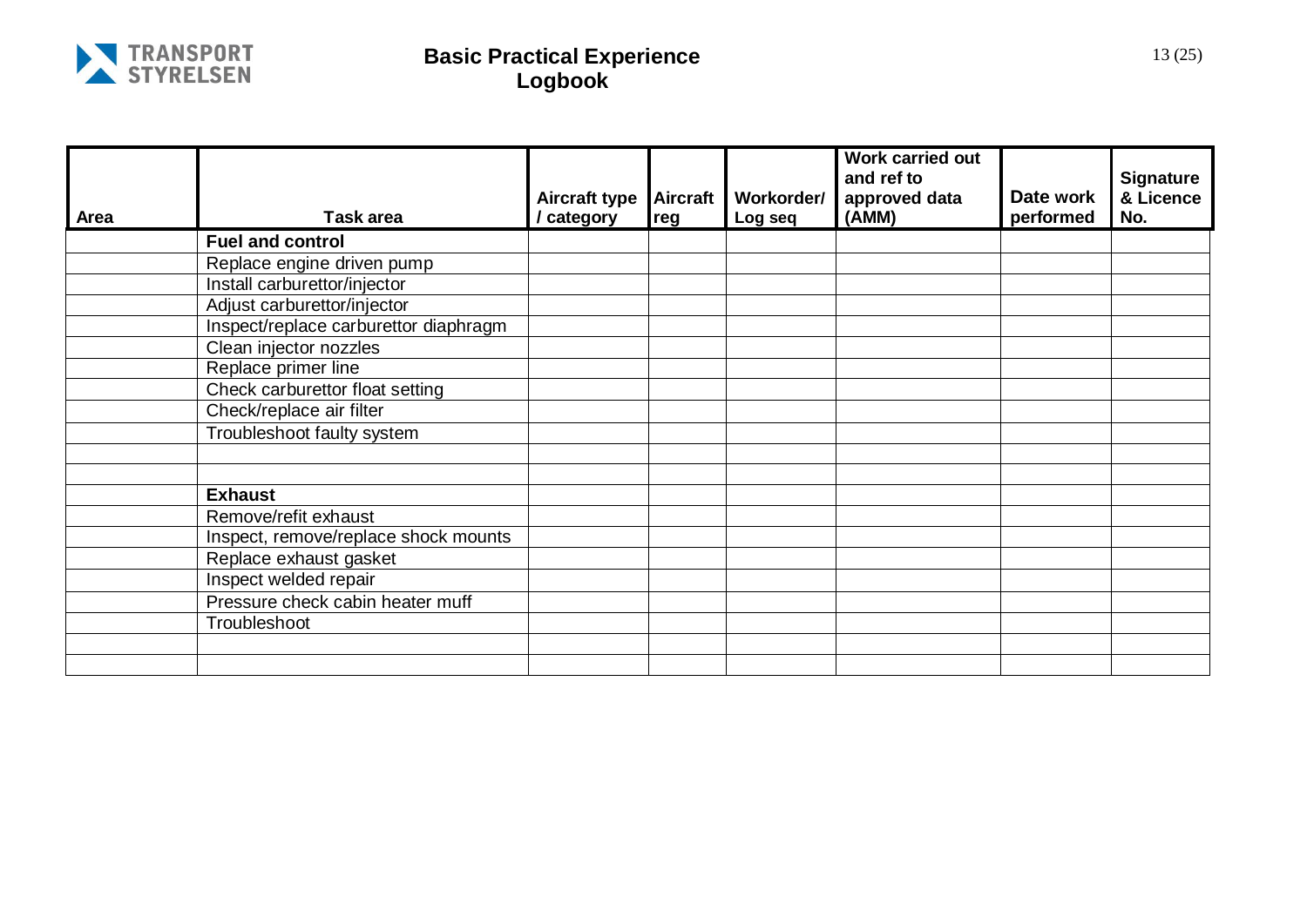# Basic Practical Experience Logbook

| Area | Task area | Aircraft type / category | Aircraft reg | Workorder/ Log seq | Work carried out and ref to approved data (AMM) | Date work performed | Signature & Licence No. |
|---|---|---|---|---|---|---|---|
| | **Fuel and control** | | | | | | |
| | Replace engine driven pump | | | | | | |
| | Install carburettor/injector | | | | | | |
| | Adjust carburettor/injector | | | | | | |
| | Inspect/replace carburettor diaphragm | | | | | | |
| | Clean injector nozzles | | | | | | |
| | Replace primer line | | | | | | |
| | Check carburettor float setting | | | | | | |
| | Check/replace air filter | | | | | | |
| | Troubleshoot faulty system | | | | | | |
| | | | | | | | |
| | | | | | | | |
| | **Exhaust** | | | | | | |
| | Remove/refit exhaust | | | | | | |
| | Inspect, remove/replace shock mounts | | | | | | |
| | Replace exhaust gasket | | | | | | |
| | Inspect welded repair | | | | | | |
| | Pressure check cabin heater muff | | | | | | |
| | Troubleshoot | | | | | | |
| | | | | | | | |
| | | | | | | | |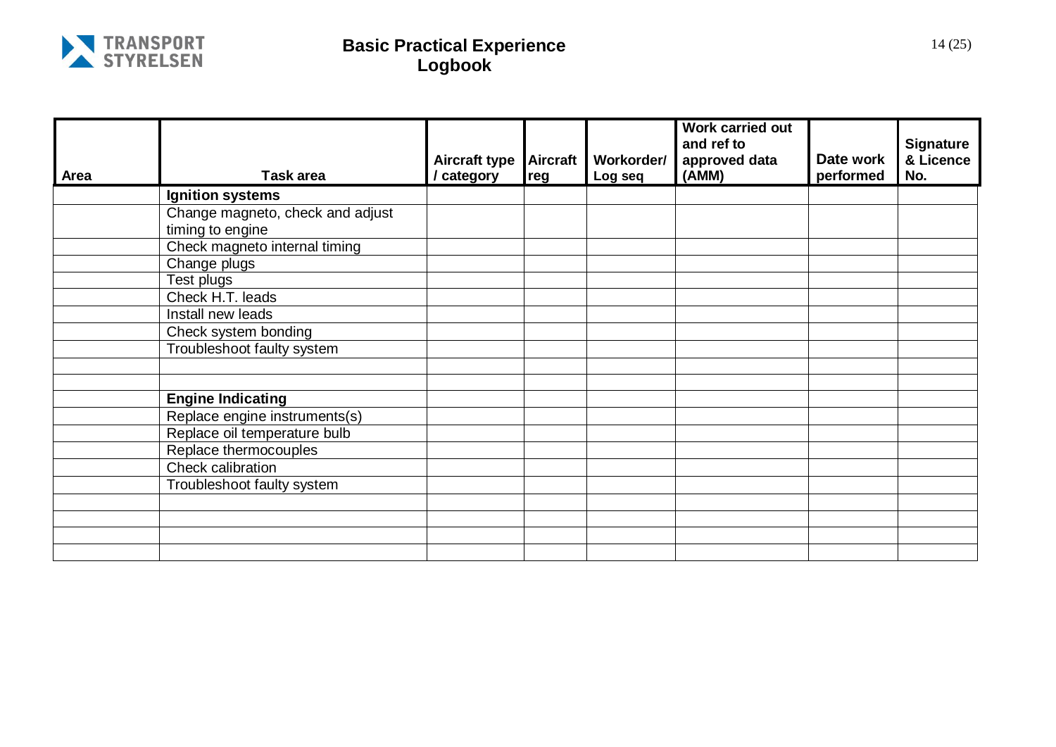# Basic Practical Experience Logbook

| Area | Task area | Aircraft type / category | Aircraft reg | Workorder/ Log seq | Work carried out and ref to approved data (AMM) | Date work performed | Signature & Licence No. |
|---|---|---|---|---|---|---|---|
| | **Ignition systems** | | | | | | |
| | Change magneto, check and adjust timing to engine | | | | | | |
| | Check magneto internal timing | | | | | | |
| | Change plugs | | | | | | |
| | Test plugs | | | | | | |
| | Check H.T. leads | | | | | | |
| | Install new leads | | | | | | |
| | Check system bonding | | | | | | |
| | Troubleshoot faulty system | | | | | | |
| | | | | | | | |
| | | | | | | | |
| | **Engine Indicating** | | | | | | |
| | Replace engine instruments(s) | | | | | | |
| | Replace oil temperature bulb | | | | | | |
| | Replace thermocouples | | | | | | |
| | Check calibration | | | | | | |
| | Troubleshoot faulty system | | | | | | |
| | | | | | | | |
| | | | | | | | |
| | | | | | | | |
| | | | | | | | |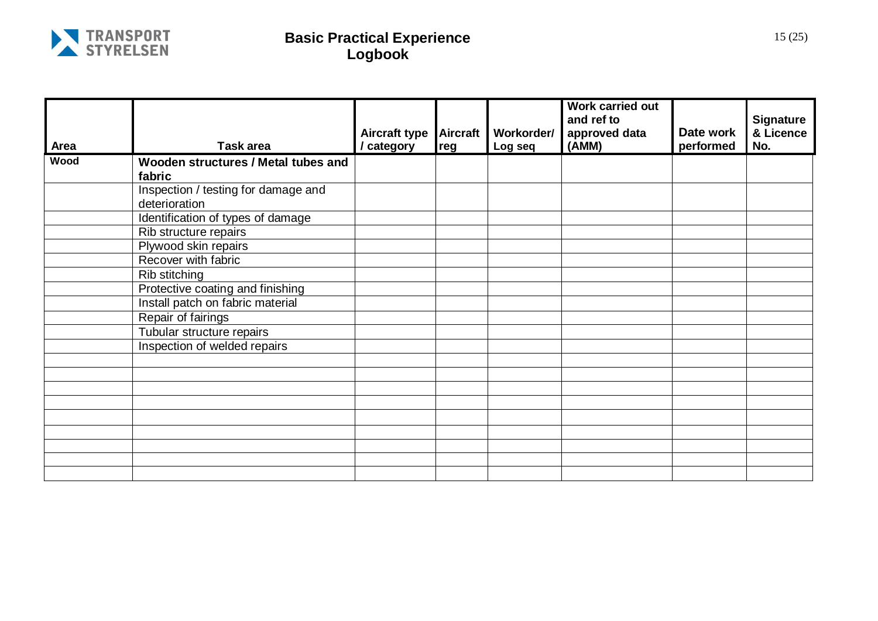# Basic Practical Experience Logbook

| Area | Task area | Aircraft type / category | Aircraft reg | Workorder/ Log seq | Work carried out and ref to approved data (AMM) | Date work performed | Signature & Licence No. |
|---|---|---|---|---|---|---|---|
| **Wood** | **Wooden structures / Metal tubes and fabric** | | | | | | |
| | Inspection / testing for damage and deterioration | | | | | | |
| | Identification of types of damage | | | | | | |
| | Rib structure repairs | | | | | | |
| | Plywood skin repairs | | | | | | |
| | Recover with fabric | | | | | | |
| | Rib stitching | | | | | | |
| | Protective coating and finishing | | | | | | |
| | Install patch on fabric material | | | | | | |
| | Repair of fairings | | | | | | |
| | Tubular structure repairs | | | | | | |
| | Inspection of welded repairs | | | | | | |
| | | | | | | | |
| | | | | | | | |
| | | | | | | | |
| | | | | | | | |
| | | | | | | | |
| | | | | | | | |
| | | | | | | | |
| | | | | | | | |
| | | | | | | | |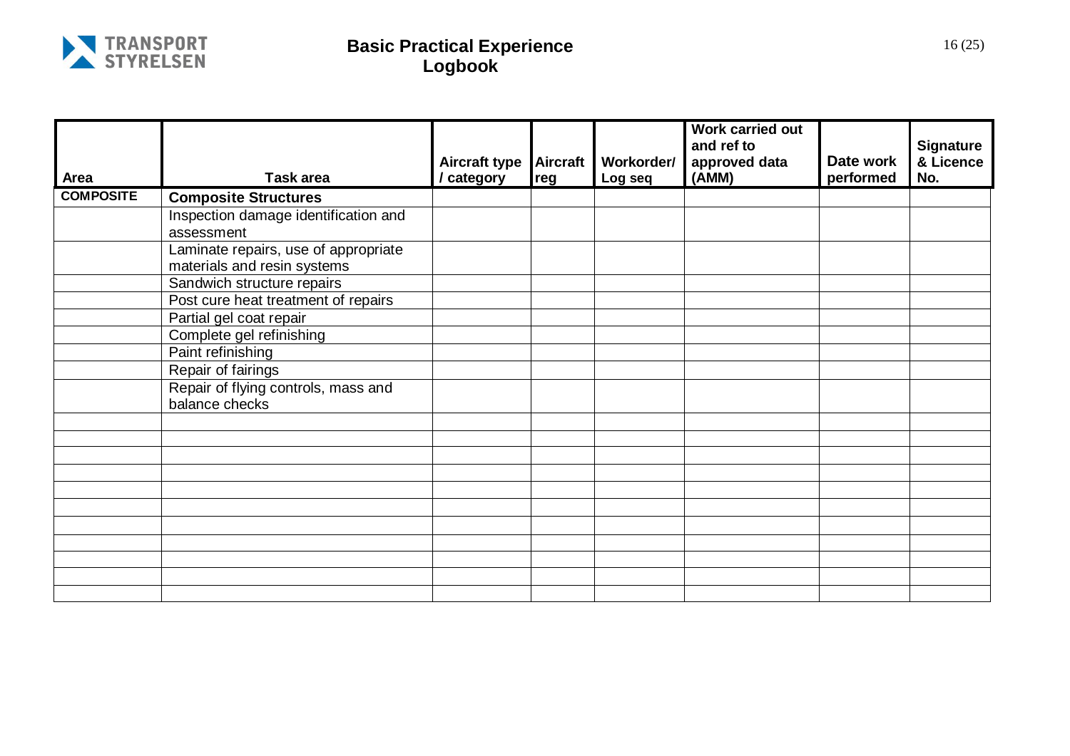# Basic Practical Experience Logbook

| Area | Task area | Aircraft type / category | Aircraft reg | Workorder/ Log seq | Work carried out and ref to approved data (AMM) | Date work performed | Signature & Licence No. |
|---|---|---|---|---|---|---|---|
| **COMPOSITE** | **Composite Structures** | | | | | | |
| | Inspection damage identification and assessment | | | | | | |
| | Laminate repairs, use of appropriate materials and resin systems | | | | | | |
| | Sandwich structure repairs | | | | | | |
| | Post cure heat treatment of repairs | | | | | | |
| | Partial gel coat repair | | | | | | |
| | Complete gel refinishing | | | | | | |
| | Paint refinishing | | | | | | |
| | Repair of fairings | | | | | | |
| | Repair of flying controls, mass and balance checks | | | | | | |
| | | | | | | | |
| | | | | | | | |
| | | | | | | | |
| | | | | | | | |
| | | | | | | | |
| | | | | | | | |
| | | | | | | | |
| | | | | | | | |
| | | | | | | | |
| | | | | | | | |
| | | | | | | | |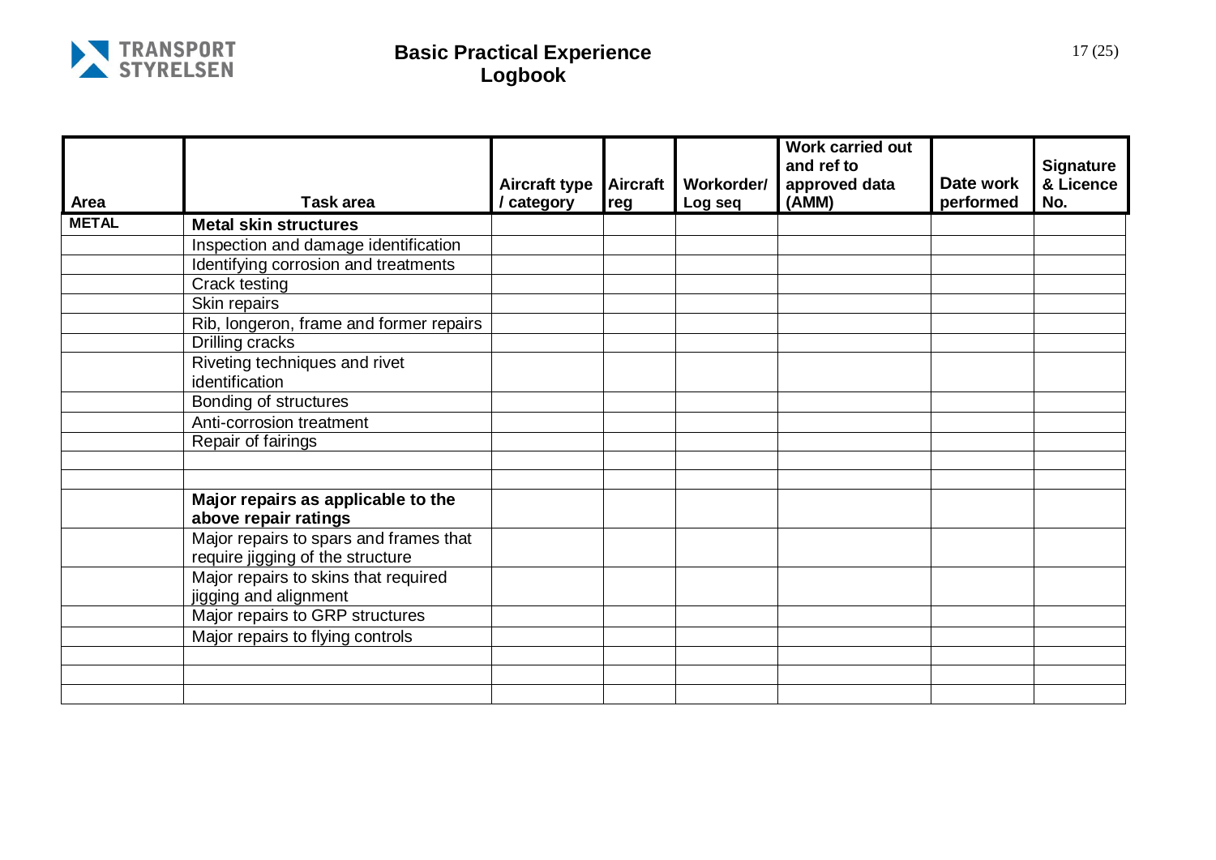# Basic Practical Experience Logbook

| Area | Task area | Aircraft type / category | Aircraft reg | Workorder/ Log seq | Work carried out and ref to approved data (AMM) | Date work performed | Signature & Licence No. |
|---|---|---|---|---|---|---|---|
| **METAL** | **Metal skin structures** | | | | | | |
| | Inspection and damage identification | | | | | | |
| | Identifying corrosion and treatments | | | | | | |
| | Crack testing | | | | | | |
| | Skin repairs | | | | | | |
| | Rib, longeron, frame and former repairs | | | | | | |
| | Drilling cracks | | | | | | |
| | Riveting techniques and rivet identification | | | | | | |
| | Bonding of structures | | | | | | |
| | Anti-corrosion treatment | | | | | | |
| | Repair of fairings | | | | | | |
| | | | | | | | |
| | | | | | | | |
| | **Major repairs as applicable to the above repair ratings** | | | | | | |
| | Major repairs to spars and frames that require jigging of the structure | | | | | | |
| | Major repairs to skins that required jigging and alignment | | | | | | |
| | Major repairs to GRP structures | | | | | | |
| | Major repairs to flying controls | | | | | | |
| | | | | | | | |
| | | | | | | | |
| | | | | | | | |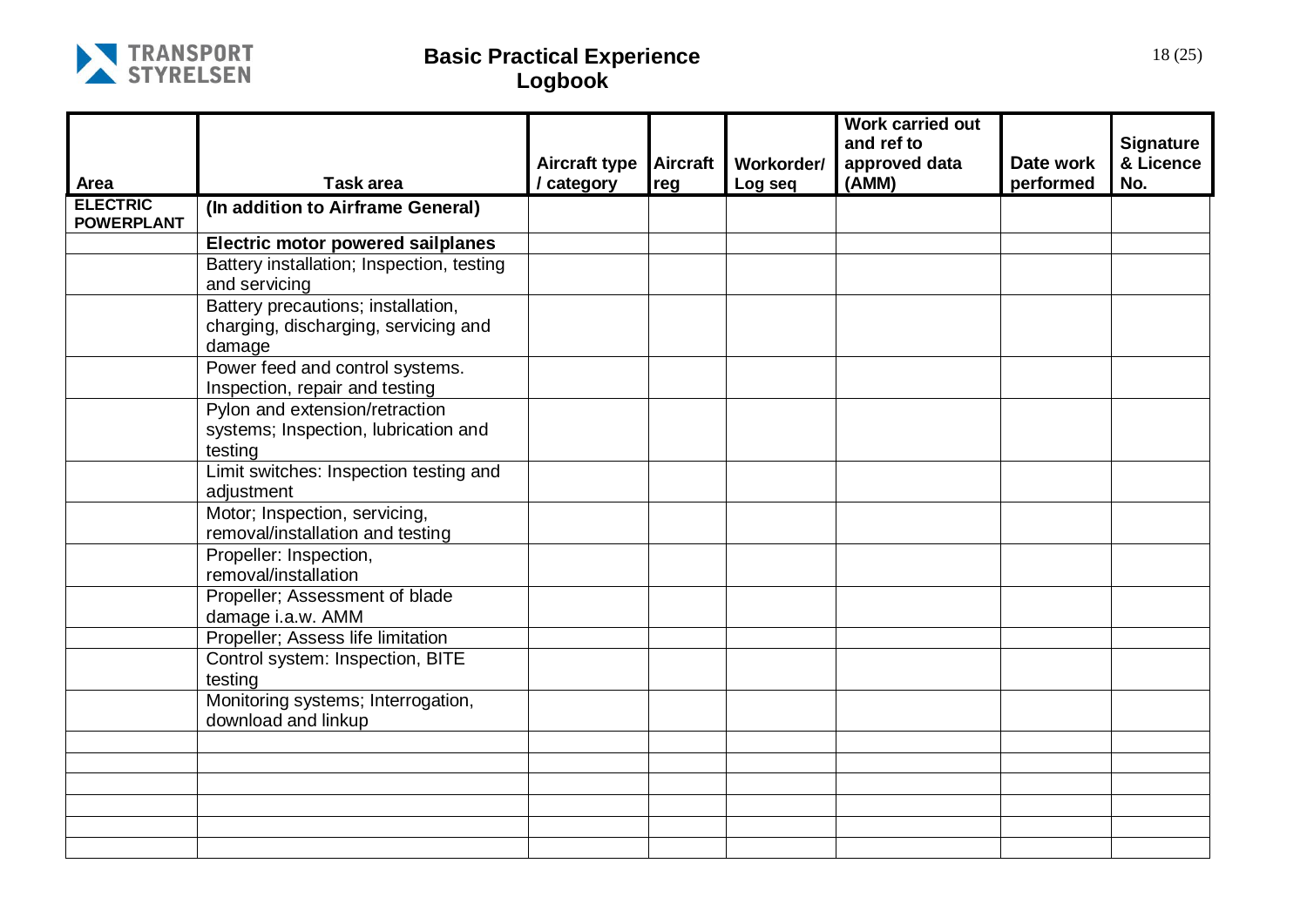# Basic Practical Experience Logbook

| Area | Task area | Aircraft type / category | Aircraft reg | Workorder/ Log seq | Work carried out and ref to approved data (AMM) | Date work performed | Signature & Licence No. |
|---|---|---|---|---|---|---|---|
| **ELECTRIC POWERPLANT** | **(In addition to Airframe General)** | | | | | | |
| | **Electric motor powered sailplanes** | | | | | | |
| | Battery installation; Inspection, testing and servicing | | | | | | |
| | Battery precautions; installation, charging, discharging, servicing and damage | | | | | | |
| | Power feed and control systems. Inspection, repair and testing | | | | | | |
| | Pylon and extension/retraction systems; Inspection, lubrication and testing | | | | | | |
| | Limit switches: Inspection testing and adjustment | | | | | | |
| | Motor; Inspection, servicing, removal/installation and testing | | | | | | |
| | Propeller: Inspection, removal/installation | | | | | | |
| | Propeller; Assessment of blade damage i.a.w. AMM | | | | | | |
| | Propeller; Assess life limitation | | | | | | |
| | Control system: Inspection, BITE testing | | | | | | |
| | Monitoring systems; Interrogation, download and linkup | | | | | | |
| | | | | | | | |
| | | | | | | | |
| | | | | | | | |
| | | | | | | | |
| | | | | | | | |
| | | | | | | | |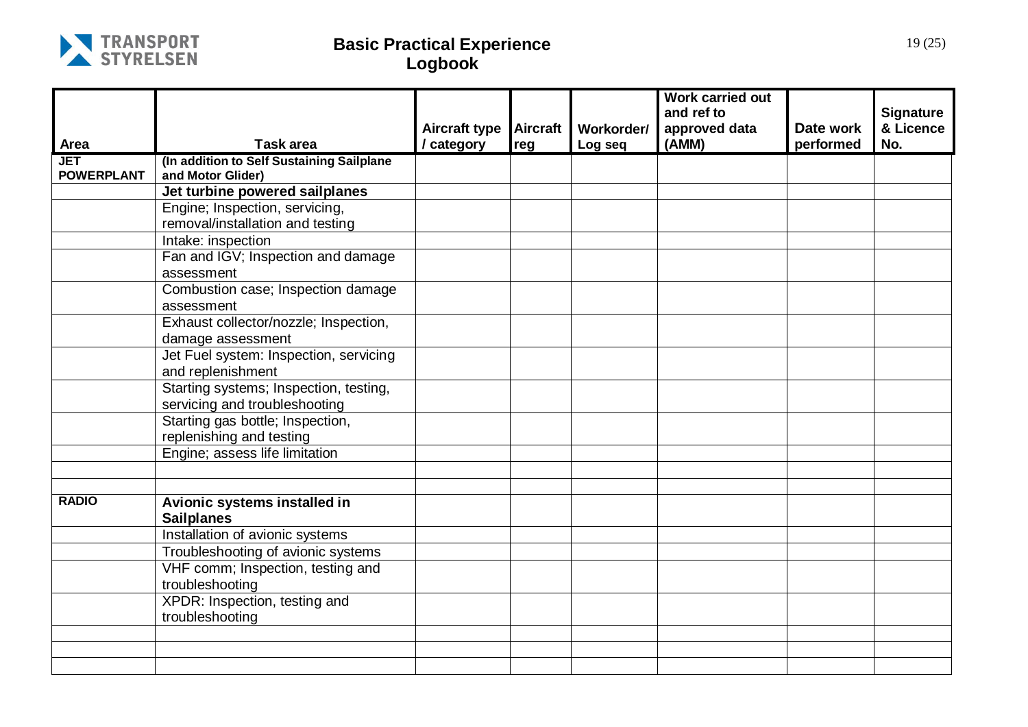# Basic Practical Experience Logbook

| Area | Task area | Aircraft type / category | Aircraft reg | Workorder/ Log seq | Work carried out and ref to approved data (AMM) | Date work performed | Signature & Licence No. |
|---|---|---|---|---|---|---|---|
| **JET POWERPLANT** | **(In addition to Self Sustaining Sailplane and Motor Glider)** | | | | | | |
| | **Jet turbine powered sailplanes** | | | | | | |
| | Engine; Inspection, servicing, removal/installation and testing | | | | | | |
| | Intake: inspection | | | | | | |
| | Fan and IGV; Inspection and damage assessment | | | | | | |
| | Combustion case; Inspection damage assessment | | | | | | |
| | Exhaust collector/nozzle; Inspection, damage assessment | | | | | | |
| | Jet Fuel system: Inspection, servicing and replenishment | | | | | | |
| | Starting systems; Inspection, testing, servicing and troubleshooting | | | | | | |
| | Starting gas bottle; Inspection, replenishing and testing | | | | | | |
| | Engine; assess life limitation | | | | | | |
| | | | | | | | |
| | | | | | | | |
| **RADIO** | **Avionic systems installed in Sailplanes** | | | | | | |
| | Installation of avionic systems | | | | | | |
| | Troubleshooting of avionic systems | | | | | | |
| | VHF comm; Inspection, testing and troubleshooting | | | | | | |
| | XPDR: Inspection, testing and troubleshooting | | | | | | |
| | | | | | | | |
| | | | | | | | |
| | | | | | | | |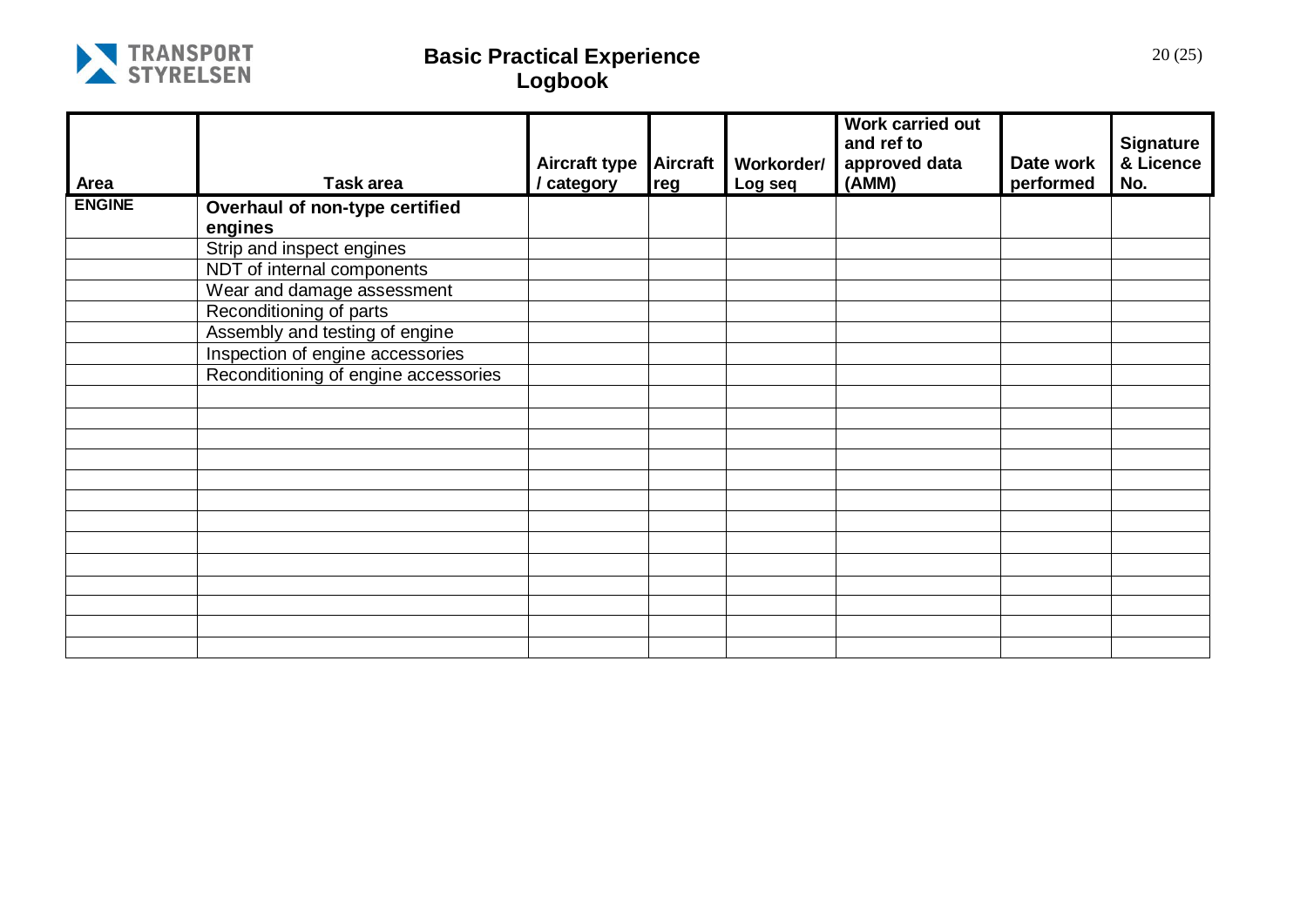# Basic Practical Experience Logbook

| Area | Task area | Aircraft type / category | Aircraft reg | Workorder/ Log seq | Work carried out and ref to approved data (AMM) | Date work performed | Signature & Licence No. |
|---|---|---|---|---|---|---|---|
| **ENGINE** | **Overhaul of non-type certified engines** | | | | | | |
| | Strip and inspect engines | | | | | | |
| | NDT of internal components | | | | | | |
| | Wear and damage assessment | | | | | | |
| | Reconditioning of parts | | | | | | |
| | Assembly and testing of engine | | | | | | |
| | Inspection of engine accessories | | | | | | |
| | Reconditioning of engine accessories | | | | | | |
| | | | | | | | |
| | | | | | | | |
| | | | | | | | |
| | | | | | | | |
| | | | | | | | |
| | | | | | | | |
| | | | | | | | |
| | | | | | | | |
| | | | | | | | |
| | | | | | | | |
| | | | | | | | |
| | | | | | | | |
| | | | | | | | |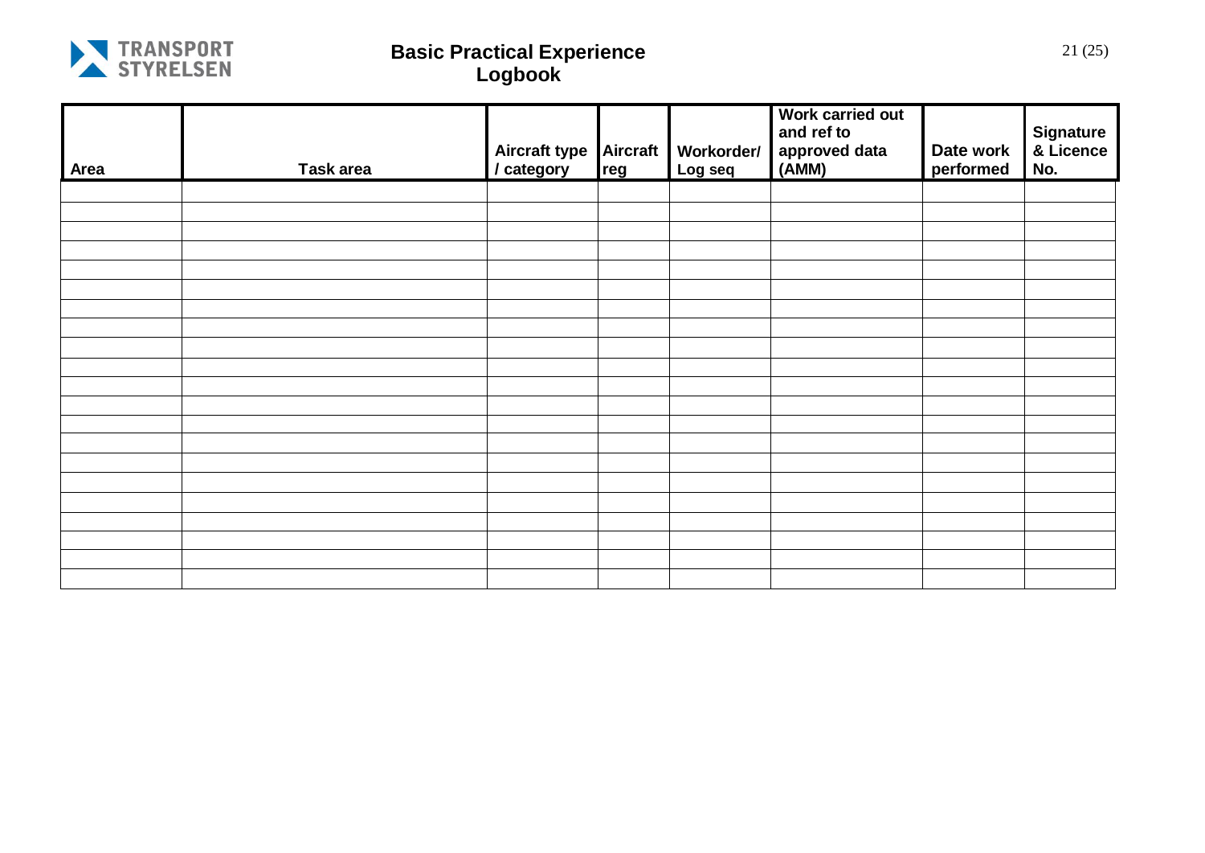**Basic Practical Experience Logbook**

| Area | Task area | Aircraft type / category | Aircraft reg | Workorder/ Log seq | Work carried out and ref to approved data (AMM) | Date work performed | Signature & Licence No. |
|---|---|---|---|---|---|---|---|
| | | | | | | | |
| | | | | | | | |
| | | | | | | | |
| | | | | | | | |
| | | | | | | | |
| | | | | | | | |
| | | | | | | | |
| | | | | | | | |
| | | | | | | | |
| | | | | | | | |
| | | | | | | | |
| | | | | | | | |
| | | | | | | | |
| | | | | | | | |
| | | | | | | | |
| | | | | | | | |
| | | | | | | | |
| | | | | | | | |
| | | | | | | | |
| | | | | | | | |
| | | | | | | | |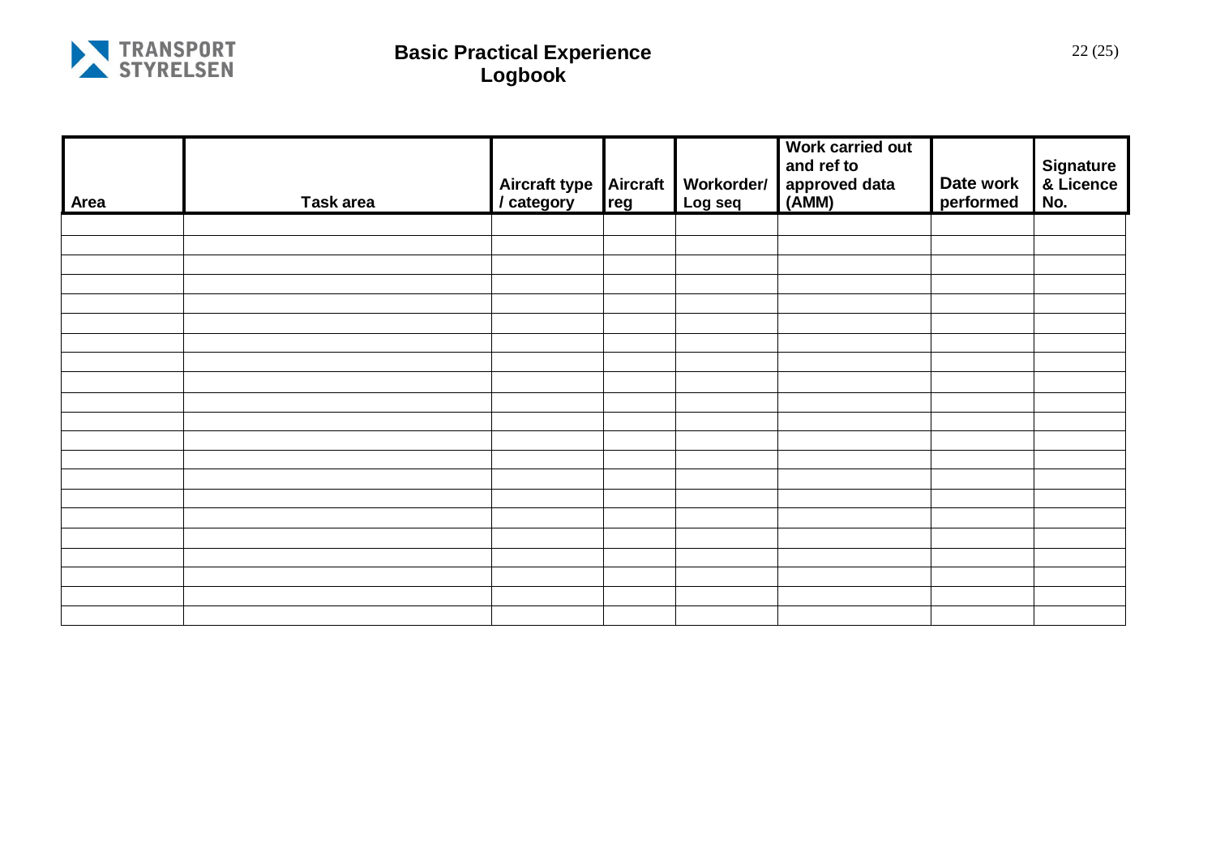# Basic Practical Experience Logbook

| Area | Task area | Aircraft type / category | Aircraft reg | Workorder/ Log seq | Work carried out and ref to approved data (AMM) | Date work performed | Signature & Licence No. |
|---|---|---|---|---|---|---|---|
| | | | | | | | |
| | | | | | | | |
| | | | | | | | |
| | | | | | | | |
| | | | | | | | |
| | | | | | | | |
| | | | | | | | |
| | | | | | | | |
| | | | | | | | |
| | | | | | | | |
| | | | | | | | |
| | | | | | | | |
| | | | | | | | |
| | | | | | | | |
| | | | | | | | |
| | | | | | | | |
| | | | | | | | |
| | | | | | | | |
| | | | | | | | |
| | | | | | | | |
| | | | | | | | |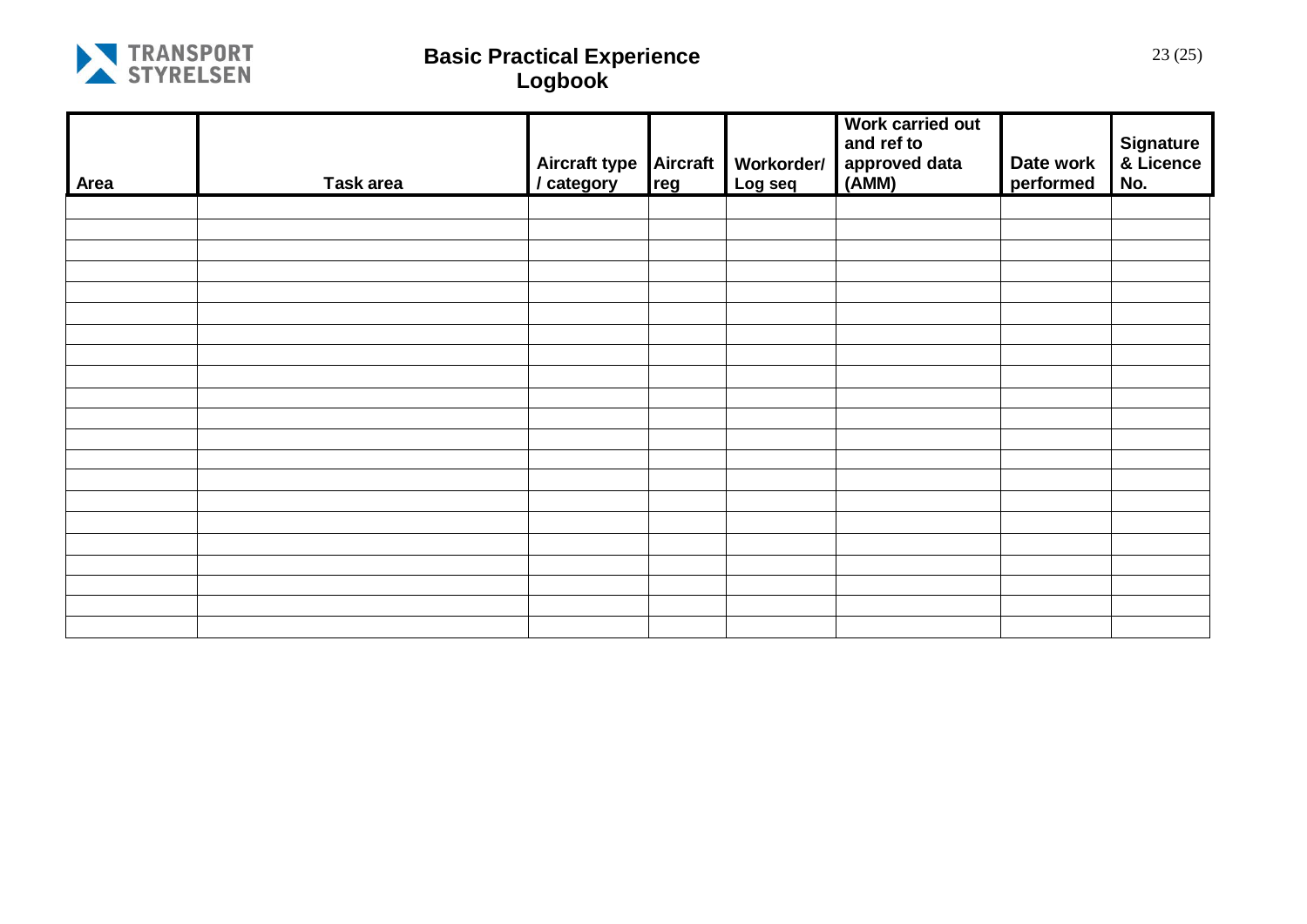# Basic Practical Experience Logbook

| Area | Task area | Aircraft type / category | Aircraft reg | Workorder/ Log seq | Work carried out and ref to approved data (AMM) | Date work performed | Signature & Licence No. |
|---|---|---|---|---|---|---|---|
| | | | | | | | |
| | | | | | | | |
| | | | | | | | |
| | | | | | | | |
| | | | | | | | |
| | | | | | | | |
| | | | | | | | |
| | | | | | | | |
| | | | | | | | |
| | | | | | | | |
| | | | | | | | |
| | | | | | | | |
| | | | | | | | |
| | | | | | | | |
| | | | | | | | |
| | | | | | | | |
| | | | | | | | |
| | | | | | | | |
| | | | | | | | |
| | | | | | | | |
| | | | | | | | |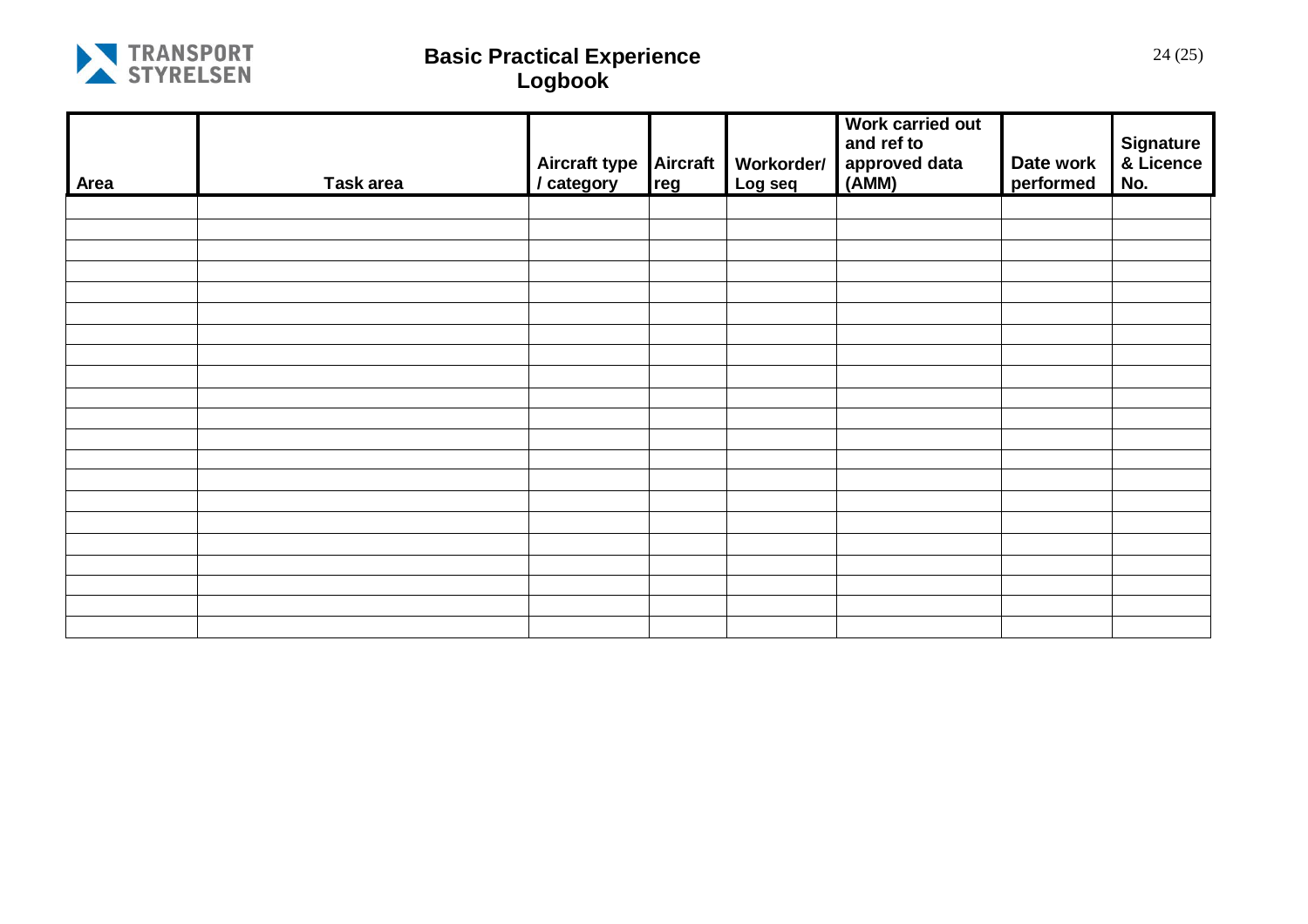# Basic Practical Experience Logbook

| Area | Task area | Aircraft type / category | Aircraft reg | Workorder/ Log seq | Work carried out and ref to approved data (AMM) | Date work performed | Signature & Licence No. |
|---|---|---|---|---|---|---|---|
| | | | | | | | |
| | | | | | | | |
| | | | | | | | |
| | | | | | | | |
| | | | | | | | |
| | | | | | | | |
| | | | | | | | |
| | | | | | | | |
| | | | | | | | |
| | | | | | | | |
| | | | | | | | |
| | | | | | | | |
| | | | | | | | |
| | | | | | | | |
| | | | | | | | |
| | | | | | | | |
| | | | | | | | |
| | | | | | | | |
| | | | | | | | |
| | | | | | | | |
| | | | | | | | |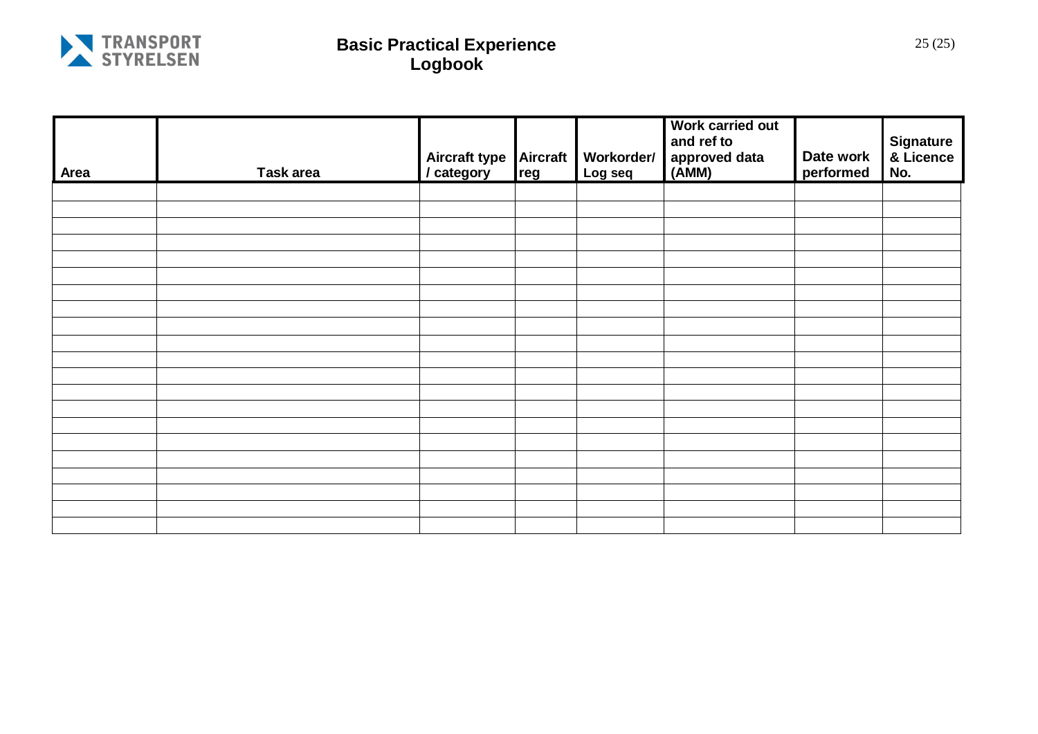# Basic Practical Experience Logbook

| Area | Task area | Aircraft type / category | Aircraft reg | Workorder/ Log seq | Work carried out and ref to approved data (AMM) | Date work performed | Signature & Licence No. |
|---|---|---|---|---|---|---|---|
| | | | | | | | |
| | | | | | | | |
| | | | | | | | |
| | | | | | | | |
| | | | | | | | |
| | | | | | | | |
| | | | | | | | |
| | | | | | | | |
| | | | | | | | |
| | | | | | | | |
| | | | | | | | |
| | | | | | | | |
| | | | | | | | |
| | | | | | | | |
| | | | | | | | |
| | | | | | | | |
| | | | | | | | |
| | | | | | | | |
| | | | | | | | |
| | | | | | | | |
| | | | | | | | |